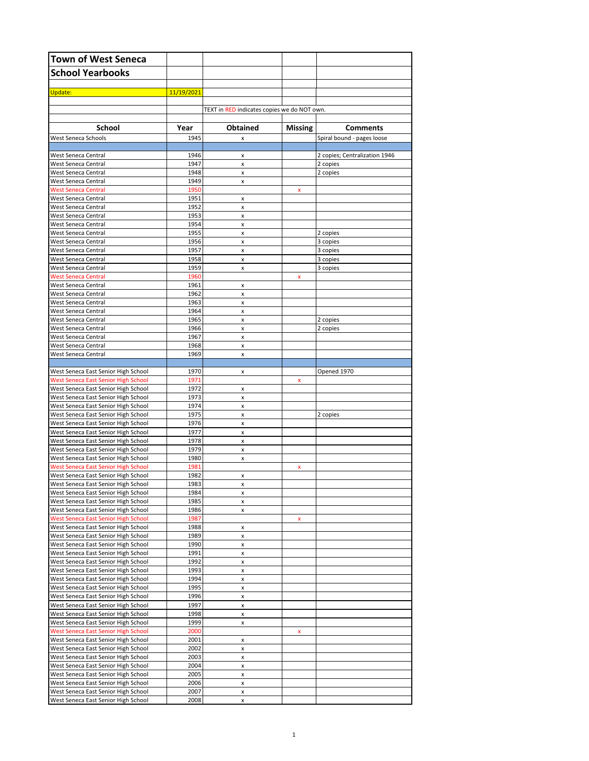# Town of West Seneca
## School Yearbooks

Update: 11/19/2021

TEXT in RED indicates copies we do NOT own.

| School | Year | Obtained | Missing | Comments |
|---|---|---|---|---|
| West Seneca Schools | 1945 | x | | Spiral bound - pages loose |
| | | | | |
| West Seneca Central | 1946 | x | | 2 copies; Centralization 1946 |
| West Seneca Central | 1947 | x | | 2 copies |
| West Seneca Central | 1948 | x | | 2 copies |
| West Seneca Central | 1949 | x | | |
| West Seneca Central | 1950 | | x | |
| West Seneca Central | 1951 | x | | |
| West Seneca Central | 1952 | x | | |
| West Seneca Central | 1953 | x | | |
| West Seneca Central | 1954 | x | | |
| West Seneca Central | 1955 | x | | 2 copies |
| West Seneca Central | 1956 | x | | 3 copies |
| West Seneca Central | 1957 | x | | 3 copies |
| West Seneca Central | 1958 | x | | 3 copies |
| West Seneca Central | 1959 | x | | 3 copies |
| West Seneca Central | 1960 | | x | |
| West Seneca Central | 1961 | x | | |
| West Seneca Central | 1962 | x | | |
| West Seneca Central | 1963 | x | | |
| West Seneca Central | 1964 | x | | |
| West Seneca Central | 1965 | x | | 2 copies |
| West Seneca Central | 1966 | x | | 2 copies |
| West Seneca Central | 1967 | x | | |
| West Seneca Central | 1968 | x | | |
| West Seneca Central | 1969 | x | | |
| | | | | |
| West Seneca East Senior High School | 1970 | x | | Opened 1970 |
| West Seneca East Senior High School | 1971 | | x | |
| West Seneca East Senior High School | 1972 | x | | |
| West Seneca East Senior High School | 1973 | x | | |
| West Seneca East Senior High School | 1974 | x | | |
| West Seneca East Senior High School | 1975 | x | | 2 copies |
| West Seneca East Senior High School | 1976 | x | | |
| West Seneca East Senior High School | 1977 | x | | |
| West Seneca East Senior High School | 1978 | x | | |
| West Seneca East Senior High School | 1979 | x | | |
| West Seneca East Senior High School | 1980 | x | | |
| West Seneca East Senior High School | 1981 | | x | |
| West Seneca East Senior High School | 1982 | x | | |
| West Seneca East Senior High School | 1983 | x | | |
| West Seneca East Senior High School | 1984 | x | | |
| West Seneca East Senior High School | 1985 | x | | |
| West Seneca East Senior High School | 1986 | x | | |
| West Seneca East Senior High School | 1987 | | x | |
| West Seneca East Senior High School | 1988 | x | | |
| West Seneca East Senior High School | 1989 | x | | |
| West Seneca East Senior High School | 1990 | x | | |
| West Seneca East Senior High School | 1991 | x | | |
| West Seneca East Senior High School | 1992 | x | | |
| West Seneca East Senior High School | 1993 | x | | |
| West Seneca East Senior High School | 1994 | x | | |
| West Seneca East Senior High School | 1995 | x | | |
| West Seneca East Senior High School | 1996 | x | | |
| West Seneca East Senior High School | 1997 | x | | |
| West Seneca East Senior High School | 1998 | x | | |
| West Seneca East Senior High School | 1999 | x | | |
| West Seneca East Senior High School | 2000 | | x | |
| West Seneca East Senior High School | 2001 | x | | |
| West Seneca East Senior High School | 2002 | x | | |
| West Seneca East Senior High School | 2003 | x | | |
| West Seneca East Senior High School | 2004 | x | | |
| West Seneca East Senior High School | 2005 | x | | |
| West Seneca East Senior High School | 2006 | x | | |
| West Seneca East Senior High School | 2007 | x | | |
| West Seneca East Senior High School | 2008 | x | | |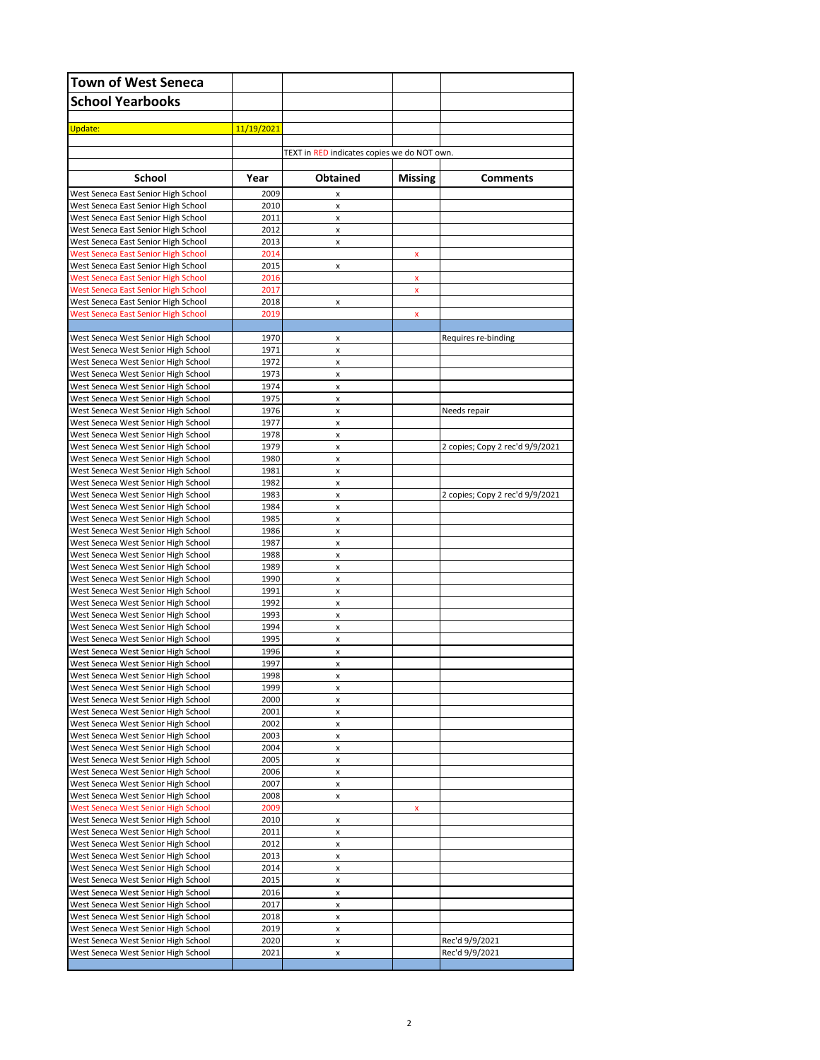# Town of West Seneca

## School Yearbooks

Update: 11/19/2021

TEXT in RED indicates copies we do NOT own.

| School | Year | Obtained | Missing | Comments |
|---|---|---|---|---|
| West Seneca East Senior High School | 2009 | x | | |
| West Seneca East Senior High School | 2010 | x | | |
| West Seneca East Senior High School | 2011 | x | | |
| West Seneca East Senior High School | 2012 | x | | |
| West Seneca East Senior High School | 2013 | x | | |
| West Seneca East Senior High School | 2014 | | x | |
| West Seneca East Senior High School | 2015 | x | | |
| West Seneca East Senior High School | 2016 | | x | |
| West Seneca East Senior High School | 2017 | | x | |
| West Seneca East Senior High School | 2018 | x | | |
| West Seneca East Senior High School | 2019 | | x | |
| | | | | |
| West Seneca West Senior High School | 1970 | x | | Requires re-binding |
| West Seneca West Senior High School | 1971 | x | | |
| West Seneca West Senior High School | 1972 | x | | |
| West Seneca West Senior High School | 1973 | x | | |
| West Seneca West Senior High School | 1974 | x | | |
| West Seneca West Senior High School | 1975 | x | | |
| West Seneca West Senior High School | 1976 | x | | Needs repair |
| West Seneca West Senior High School | 1977 | x | | |
| West Seneca West Senior High School | 1978 | x | | |
| West Seneca West Senior High School | 1979 | x | | 2 copies; Copy 2 rec'd 9/9/2021 |
| West Seneca West Senior High School | 1980 | x | | |
| West Seneca West Senior High School | 1981 | x | | |
| West Seneca West Senior High School | 1982 | x | | |
| West Seneca West Senior High School | 1983 | x | | 2 copies; Copy 2 rec'd 9/9/2021 |
| West Seneca West Senior High School | 1984 | x | | |
| West Seneca West Senior High School | 1985 | x | | |
| West Seneca West Senior High School | 1986 | x | | |
| West Seneca West Senior High School | 1987 | x | | |
| West Seneca West Senior High School | 1988 | x | | |
| West Seneca West Senior High School | 1989 | x | | |
| West Seneca West Senior High School | 1990 | x | | |
| West Seneca West Senior High School | 1991 | x | | |
| West Seneca West Senior High School | 1992 | x | | |
| West Seneca West Senior High School | 1993 | x | | |
| West Seneca West Senior High School | 1994 | x | | |
| West Seneca West Senior High School | 1995 | x | | |
| West Seneca West Senior High School | 1996 | x | | |
| West Seneca West Senior High School | 1997 | x | | |
| West Seneca West Senior High School | 1998 | x | | |
| West Seneca West Senior High School | 1999 | x | | |
| West Seneca West Senior High School | 2000 | x | | |
| West Seneca West Senior High School | 2001 | x | | |
| West Seneca West Senior High School | 2002 | x | | |
| West Seneca West Senior High School | 2003 | x | | |
| West Seneca West Senior High School | 2004 | x | | |
| West Seneca West Senior High School | 2005 | x | | |
| West Seneca West Senior High School | 2006 | x | | |
| West Seneca West Senior High School | 2007 | x | | |
| West Seneca West Senior High School | 2008 | x | | |
| West Seneca West Senior High School | 2009 | | x | |
| West Seneca West Senior High School | 2010 | x | | |
| West Seneca West Senior High School | 2011 | x | | |
| West Seneca West Senior High School | 2012 | x | | |
| West Seneca West Senior High School | 2013 | x | | |
| West Seneca West Senior High School | 2014 | x | | |
| West Seneca West Senior High School | 2015 | x | | |
| West Seneca West Senior High School | 2016 | x | | |
| West Seneca West Senior High School | 2017 | x | | |
| West Seneca West Senior High School | 2018 | x | | |
| West Seneca West Senior High School | 2019 | x | | |
| West Seneca West Senior High School | 2020 | x | | Rec'd 9/9/2021 |
| West Seneca West Senior High School | 2021 | x | | Rec'd 9/9/2021 |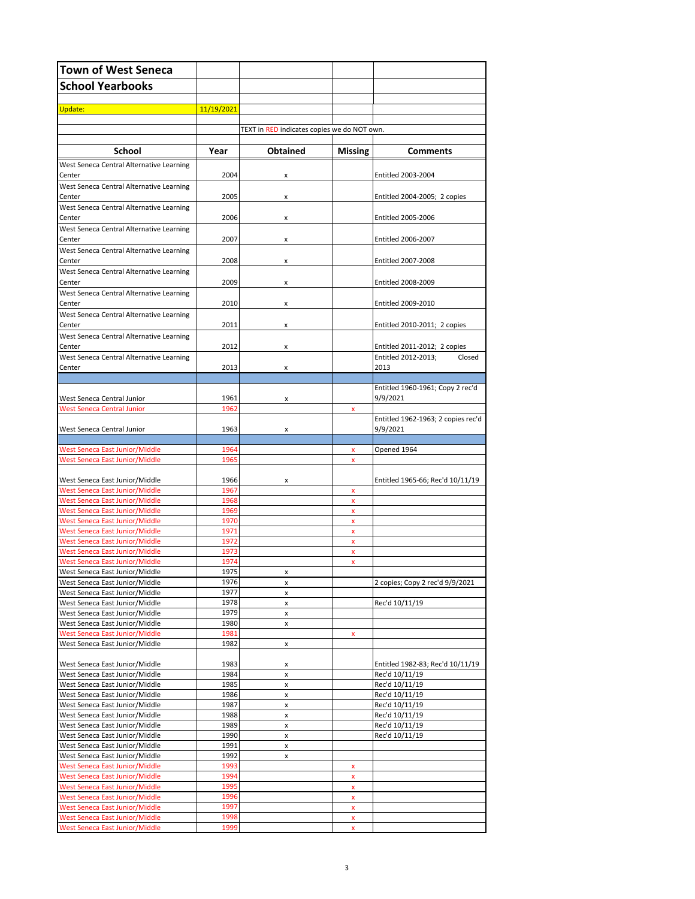# Town of West Seneca

## School Yearbooks

Update: 11/19/2021

TEXT in RED indicates copies we do NOT own.

| School | Year | Obtained | Missing | Comments |
|---|---|---|---|---|
| West Seneca Central Alternative Learning Center | 2004 | x | | Entitled 2003-2004 |
| West Seneca Central Alternative Learning Center | 2005 | x | | Entitled 2004-2005; 2 copies |
| West Seneca Central Alternative Learning Center | 2006 | x | | Entitled 2005-2006 |
| West Seneca Central Alternative Learning Center | 2007 | x | | Entitled 2006-2007 |
| West Seneca Central Alternative Learning Center | 2008 | x | | Entitled 2007-2008 |
| West Seneca Central Alternative Learning Center | 2009 | x | | Entitled 2008-2009 |
| West Seneca Central Alternative Learning Center | 2010 | x | | Entitled 2009-2010 |
| West Seneca Central Alternative Learning Center | 2011 | x | | Entitled 2010-2011; 2 copies |
| West Seneca Central Alternative Learning Center | 2012 | x | | Entitled 2011-2012; 2 copies |
| West Seneca Central Alternative Learning Center | 2013 | x | | Entitled 2012-2013; Closed 2013 |
| | | | | |
| West Seneca Central Junior | 1961 | x | | Entitled 1960-1961; Copy 2 rec'd 9/9/2021 |
| West Seneca Central Junior | 1962 | | x | |
| West Seneca Central Junior | 1963 | x | | Entitled 1962-1963; 2 copies rec'd 9/9/2021 |
| | | | | |
| West Seneca East Junior/Middle | 1964 | | x | Opened 1964 |
| West Seneca East Junior/Middle | 1965 | | x | |
| West Seneca East Junior/Middle | 1966 | x | | Entitled 1965-66; Rec'd 10/11/19 |
| West Seneca East Junior/Middle | 1967 | | x | |
| West Seneca East Junior/Middle | 1968 | | x | |
| West Seneca East Junior/Middle | 1969 | | x | |
| West Seneca East Junior/Middle | 1970 | | x | |
| West Seneca East Junior/Middle | 1971 | | x | |
| West Seneca East Junior/Middle | 1972 | | x | |
| West Seneca East Junior/Middle | 1973 | | x | |
| West Seneca East Junior/Middle | 1974 | | x | |
| West Seneca East Junior/Middle | 1975 | x | | |
| West Seneca East Junior/Middle | 1976 | x | | 2 copies; Copy 2 rec'd 9/9/2021 |
| West Seneca East Junior/Middle | 1977 | x | | |
| West Seneca East Junior/Middle | 1978 | x | | Rec'd 10/11/19 |
| West Seneca East Junior/Middle | 1979 | x | | |
| West Seneca East Junior/Middle | 1980 | x | | |
| West Seneca East Junior/Middle | 1981 | | x | |
| West Seneca East Junior/Middle | 1982 | x | | |
| West Seneca East Junior/Middle | 1983 | x | | Entitled 1982-83; Rec'd 10/11/19 |
| West Seneca East Junior/Middle | 1984 | x | | Rec'd 10/11/19 |
| West Seneca East Junior/Middle | 1985 | x | | Rec'd 10/11/19 |
| West Seneca East Junior/Middle | 1986 | x | | Rec'd 10/11/19 |
| West Seneca East Junior/Middle | 1987 | x | | Rec'd 10/11/19 |
| West Seneca East Junior/Middle | 1988 | x | | Rec'd 10/11/19 |
| West Seneca East Junior/Middle | 1989 | x | | Rec'd 10/11/19 |
| West Seneca East Junior/Middle | 1990 | x | | Rec'd 10/11/19 |
| West Seneca East Junior/Middle | 1991 | x | | |
| West Seneca East Junior/Middle | 1992 | x | | |
| West Seneca East Junior/Middle | 1993 | | x | |
| West Seneca East Junior/Middle | 1994 | | x | |
| West Seneca East Junior/Middle | 1995 | | x | |
| West Seneca East Junior/Middle | 1996 | | x | |
| West Seneca East Junior/Middle | 1997 | | x | |
| West Seneca East Junior/Middle | 1998 | | x | |
| West Seneca East Junior/Middle | 1999 | | x | |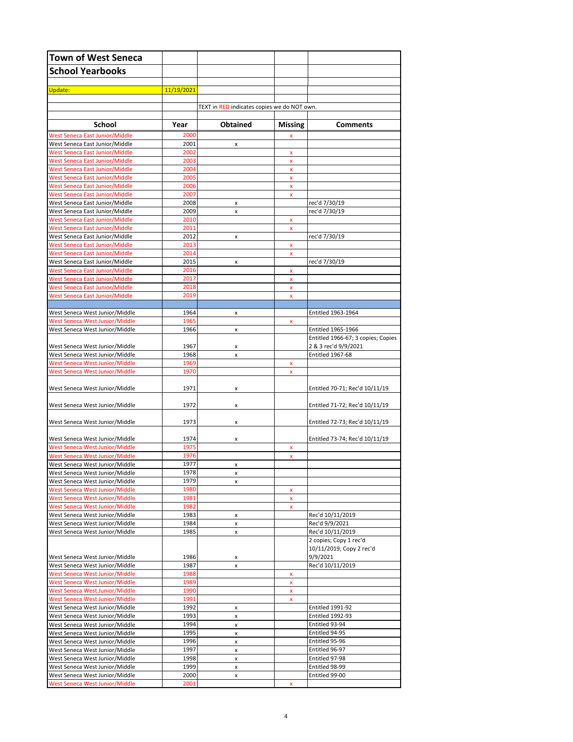# Town of West Seneca

## School Yearbooks

Update: 11/19/2021

TEXT in RED indicates copies we do NOT own.

| School | Year | Obtained | Missing | Comments |
|---|---|---|---|---|
| West Seneca East Junior/Middle | 2000 | | x | |
| West Seneca East Junior/Middle | 2001 | x | | |
| West Seneca East Junior/Middle | 2002 | | x | |
| West Seneca East Junior/Middle | 2003 | | x | |
| West Seneca East Junior/Middle | 2004 | | x | |
| West Seneca East Junior/Middle | 2005 | | x | |
| West Seneca East Junior/Middle | 2006 | | x | |
| West Seneca East Junior/Middle | 2007 | | x | |
| West Seneca East Junior/Middle | 2008 | x | | rec'd 7/30/19 |
| West Seneca East Junior/Middle | 2009 | x | | rec'd 7/30/19 |
| West Seneca East Junior/Middle | 2010 | | x | |
| West Seneca East Junior/Middle | 2011 | | x | |
| West Seneca East Junior/Middle | 2012 | x | | rec'd 7/30/19 |
| West Seneca East Junior/Middle | 2013 | | x | |
| West Seneca East Junior/Middle | 2014 | | x | |
| West Seneca East Junior/Middle | 2015 | x | | rec'd 7/30/19 |
| West Seneca East Junior/Middle | 2016 | | x | |
| West Seneca East Junior/Middle | 2017 | | x | |
| West Seneca East Junior/Middle | 2018 | | x | |
| West Seneca East Junior/Middle | 2019 | | x | |
| | | | | |
| West Seneca West Junior/Middle | 1964 | x | | Entitled 1963-1964 |
| West Seneca West Junior/Middle | 1965 | | x | |
| West Seneca West Junior/Middle | 1966 | x | | Entitled 1965-1966 |
| West Seneca West Junior/Middle | 1967 | x | | Entitled 1966-67; 3 copies; Copies 2 & 3 rec'd 9/9/2021 |
| West Seneca West Junior/Middle | 1968 | x | | Entitled 1967-68 |
| West Seneca West Junior/Middle | 1969 | | x | |
| West Seneca West Junior/Middle | 1970 | | x | |
| West Seneca West Junior/Middle | 1971 | x | | Entitled 70-71; Rec'd 10/11/19 |
| West Seneca West Junior/Middle | 1972 | x | | Entitled 71-72; Rec'd 10/11/19 |
| West Seneca West Junior/Middle | 1973 | x | | Entitled 72-73; Rec'd 10/11/19 |
| West Seneca West Junior/Middle | 1974 | x | | Entitled 73-74; Rec'd 10/11/19 |
| West Seneca West Junior/Middle | 1975 | | x | |
| West Seneca West Junior/Middle | 1976 | | x | |
| West Seneca West Junior/Middle | 1977 | x | | |
| West Seneca West Junior/Middle | 1978 | x | | |
| West Seneca West Junior/Middle | 1979 | x | | |
| West Seneca West Junior/Middle | 1980 | | x | |
| West Seneca West Junior/Middle | 1981 | | x | |
| West Seneca West Junior/Middle | 1982 | | x | |
| West Seneca West Junior/Middle | 1983 | x | | Rec'd 10/11/2019 |
| West Seneca West Junior/Middle | 1984 | x | | Rec'd 9/9/2021 |
| West Seneca West Junior/Middle | 1985 | x | | Rec'd 10/11/2019 |
| West Seneca West Junior/Middle | 1986 | x | | 2 copies; Copy 1 rec'd 10/11/2019; Copy 2 rec'd 9/9/2021 |
| West Seneca West Junior/Middle | 1987 | x | | Rec'd 10/11/2019 |
| West Seneca West Junior/Middle | 1988 | | x | |
| West Seneca West Junior/Middle | 1989 | | x | |
| West Seneca West Junior/Middle | 1990 | | x | |
| West Seneca West Junior/Middle | 1991 | | x | |
| West Seneca West Junior/Middle | 1992 | x | | Entitled 1991-92 |
| West Seneca West Junior/Middle | 1993 | x | | Entitled 1992-93 |
| West Seneca West Junior/Middle | 1994 | x | | Entitled 93-94 |
| West Seneca West Junior/Middle | 1995 | x | | Entitled 94-95 |
| West Seneca West Junior/Middle | 1996 | x | | Entitled 95-96 |
| West Seneca West Junior/Middle | 1997 | x | | Entitled 96-97 |
| West Seneca West Junior/Middle | 1998 | x | | Entitled 97-98 |
| West Seneca West Junior/Middle | 1999 | x | | Entitled 98-99 |
| West Seneca West Junior/Middle | 2000 | x | | Entitled 99-00 |
| West Seneca West Junior/Middle | 2001 | | x | |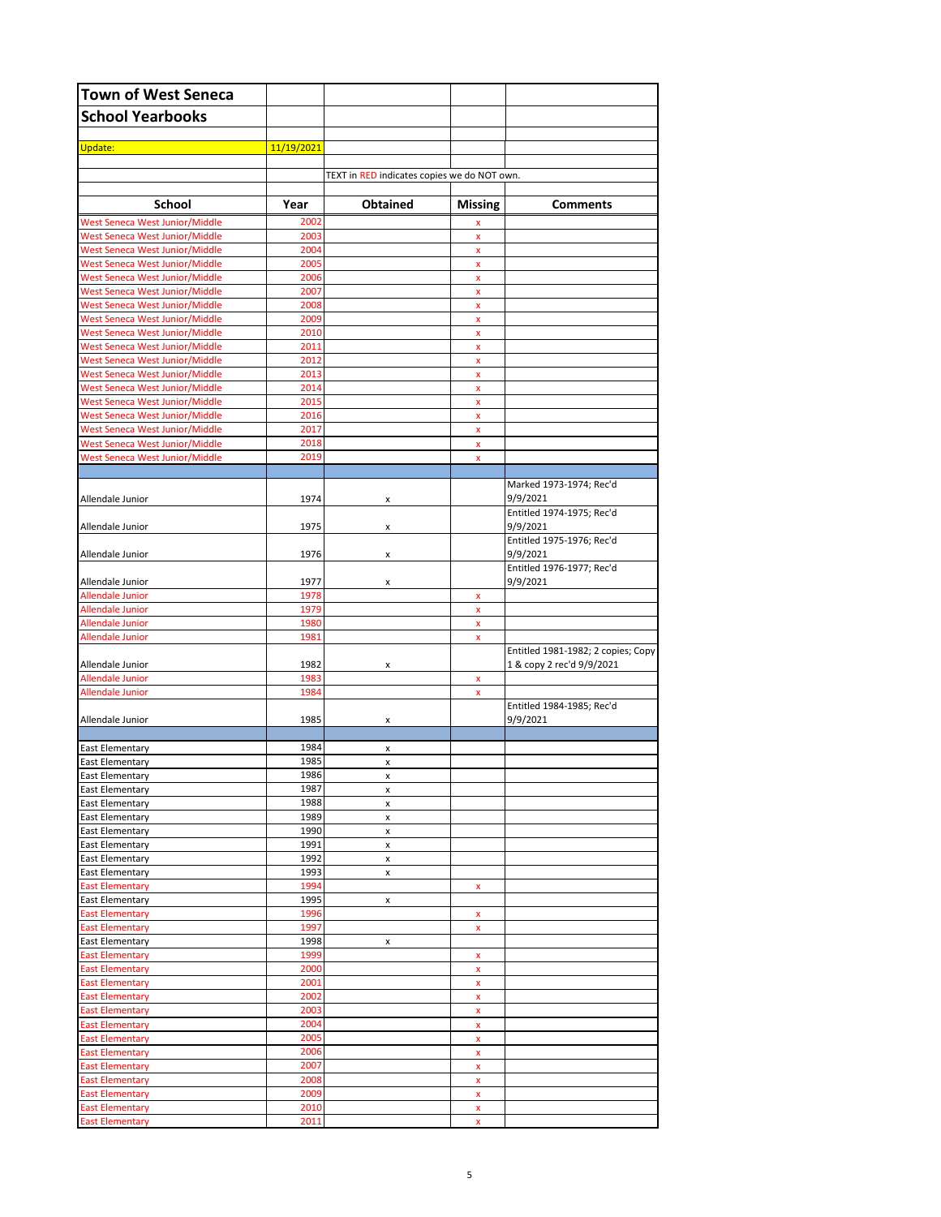# Town of West Seneca

## School Yearbooks

Update: 11/19/2021

TEXT in RED indicates copies we do NOT own.

| School | Year | Obtained | Missing | Comments |
|---|---|---|---|---|
| West Seneca West Junior/Middle | 2002 | | x | |
| West Seneca West Junior/Middle | 2003 | | x | |
| West Seneca West Junior/Middle | 2004 | | x | |
| West Seneca West Junior/Middle | 2005 | | x | |
| West Seneca West Junior/Middle | 2006 | | x | |
| West Seneca West Junior/Middle | 2007 | | x | |
| West Seneca West Junior/Middle | 2008 | | x | |
| West Seneca West Junior/Middle | 2009 | | x | |
| West Seneca West Junior/Middle | 2010 | | x | |
| West Seneca West Junior/Middle | 2011 | | x | |
| West Seneca West Junior/Middle | 2012 | | x | |
| West Seneca West Junior/Middle | 2013 | | x | |
| West Seneca West Junior/Middle | 2014 | | x | |
| West Seneca West Junior/Middle | 2015 | | x | |
| West Seneca West Junior/Middle | 2016 | | x | |
| West Seneca West Junior/Middle | 2017 | | x | |
| West Seneca West Junior/Middle | 2018 | | x | |
| West Seneca West Junior/Middle | 2019 | | x | |
| | | | | |
| Allendale Junior | 1974 | x | | Marked 1973-1974; Rec'd 9/9/2021 |
| Allendale Junior | 1975 | x | | Entitled 1974-1975; Rec'd 9/9/2021 |
| Allendale Junior | 1976 | x | | Entitled 1975-1976; Rec'd 9/9/2021 |
| Allendale Junior | 1977 | x | | Entitled 1976-1977; Rec'd 9/9/2021 |
| Allendale Junior | 1978 | | x | |
| Allendale Junior | 1979 | | x | |
| Allendale Junior | 1980 | | x | |
| Allendale Junior | 1981 | | x | |
| Allendale Junior | 1982 | x | | Entitled 1981-1982; 2 copies; Copy 1 & copy 2 rec'd 9/9/2021 |
| Allendale Junior | 1983 | | x | |
| Allendale Junior | 1984 | | x | |
| Allendale Junior | 1985 | x | | Entitled 1984-1985; Rec'd 9/9/2021 |
| | | | | |
| East Elementary | 1984 | x | | |
| East Elementary | 1985 | x | | |
| East Elementary | 1986 | x | | |
| East Elementary | 1987 | x | | |
| East Elementary | 1988 | x | | |
| East Elementary | 1989 | x | | |
| East Elementary | 1990 | x | | |
| East Elementary | 1991 | x | | |
| East Elementary | 1992 | x | | |
| East Elementary | 1993 | x | | |
| East Elementary | 1994 | | x | |
| East Elementary | 1995 | x | | |
| East Elementary | 1996 | | x | |
| East Elementary | 1997 | | x | |
| East Elementary | 1998 | x | | |
| East Elementary | 1999 | | x | |
| East Elementary | 2000 | | x | |
| East Elementary | 2001 | | x | |
| East Elementary | 2002 | | x | |
| East Elementary | 2003 | | x | |
| East Elementary | 2004 | | x | |
| East Elementary | 2005 | | x | |
| East Elementary | 2006 | | x | |
| East Elementary | 2007 | | x | |
| East Elementary | 2008 | | x | |
| East Elementary | 2009 | | x | |
| East Elementary | 2010 | | x | |
| East Elementary | 2011 | | x | |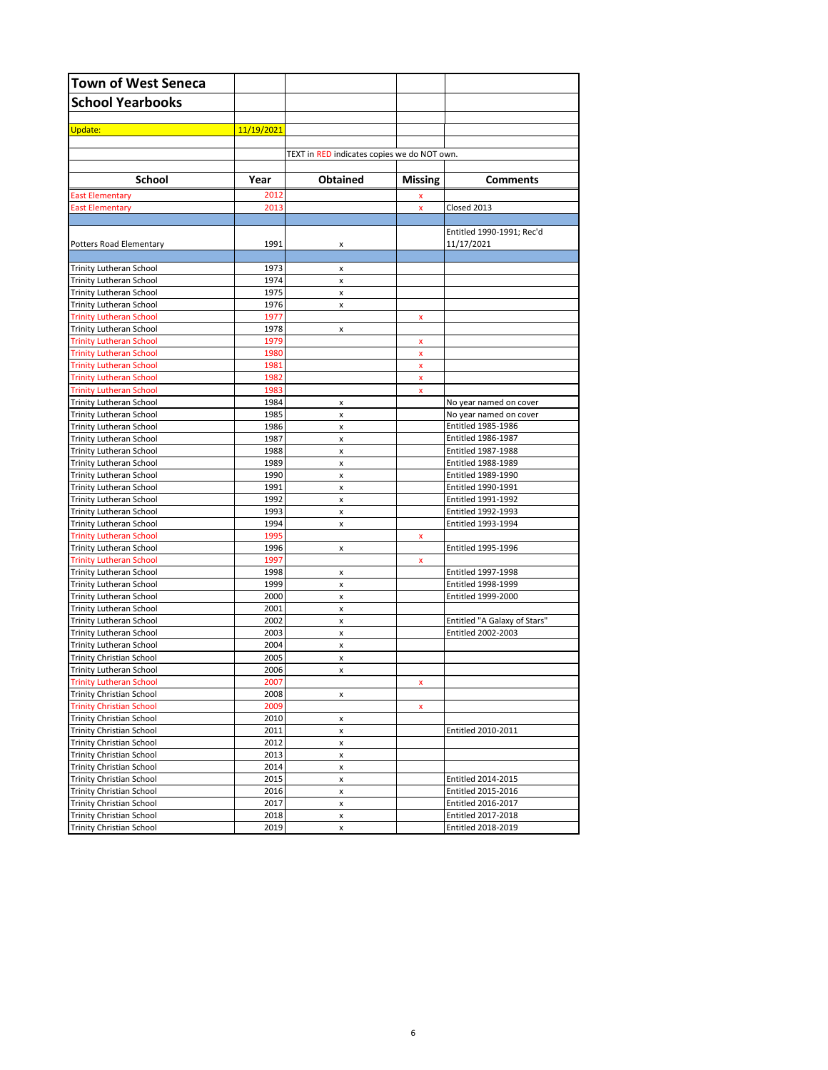# Town of West Seneca

## School Yearbooks

Update: 11/19/2021

TEXT in RED indicates copies we do NOT own.

| School | Year | Obtained | Missing | Comments |
|---|---|---|---|---|
| East Elementary | 2012 | | x | |
| East Elementary | 2013 | | x | Closed 2013 |
| | | | | |
| Potters Road Elementary | 1991 | x | | Entitled 1990-1991; Rec'd 11/17/2021 |
| | | | | |
| Trinity Lutheran School | 1973 | x | | |
| Trinity Lutheran School | 1974 | x | | |
| Trinity Lutheran School | 1975 | x | | |
| Trinity Lutheran School | 1976 | x | | |
| Trinity Lutheran School | 1977 | | x | |
| Trinity Lutheran School | 1978 | x | | |
| Trinity Lutheran School | 1979 | | x | |
| Trinity Lutheran School | 1980 | | x | |
| Trinity Lutheran School | 1981 | | x | |
| Trinity Lutheran School | 1982 | | x | |
| Trinity Lutheran School | 1983 | | x | |
| Trinity Lutheran School | 1984 | x | | No year named on cover |
| Trinity Lutheran School | 1985 | x | | No year named on cover |
| Trinity Lutheran School | 1986 | x | | Entitled 1985-1986 |
| Trinity Lutheran School | 1987 | x | | Entitled 1986-1987 |
| Trinity Lutheran School | 1988 | x | | Entitled 1987-1988 |
| Trinity Lutheran School | 1989 | x | | Entitled 1988-1989 |
| Trinity Lutheran School | 1990 | x | | Entitled 1989-1990 |
| Trinity Lutheran School | 1991 | x | | Entitled 1990-1991 |
| Trinity Lutheran School | 1992 | x | | Entitled 1991-1992 |
| Trinity Lutheran School | 1993 | x | | Entitled 1992-1993 |
| Trinity Lutheran School | 1994 | x | | Entitled 1993-1994 |
| Trinity Lutheran School | 1995 | | x | |
| Trinity Lutheran School | 1996 | x | | Entitled 1995-1996 |
| Trinity Lutheran School | 1997 | | x | |
| Trinity Lutheran School | 1998 | x | | Entitled 1997-1998 |
| Trinity Lutheran School | 1999 | x | | Entitled 1998-1999 |
| Trinity Lutheran School | 2000 | x | | Entitled 1999-2000 |
| Trinity Lutheran School | 2001 | x | | |
| Trinity Lutheran School | 2002 | x | | Entitled "A Galaxy of Stars" |
| Trinity Lutheran School | 2003 | x | | Entitled 2002-2003 |
| Trinity Lutheran School | 2004 | x | | |
| Trinity Christian School | 2005 | x | | |
| Trinity Lutheran School | 2006 | x | | |
| Trinity Lutheran School | 2007 | | x | |
| Trinity Christian School | 2008 | x | | |
| Trinity Christian School | 2009 | | x | |
| Trinity Christian School | 2010 | x | | |
| Trinity Christian School | 2011 | x | | Entitled 2010-2011 |
| Trinity Christian School | 2012 | x | | |
| Trinity Christian School | 2013 | x | | |
| Trinity Christian School | 2014 | x | | |
| Trinity Christian School | 2015 | x | | Entitled 2014-2015 |
| Trinity Christian School | 2016 | x | | Entitled 2015-2016 |
| Trinity Christian School | 2017 | x | | Entitled 2016-2017 |
| Trinity Christian School | 2018 | x | | Entitled 2017-2018 |
| Trinity Christian School | 2019 | x | | Entitled 2018-2019 |